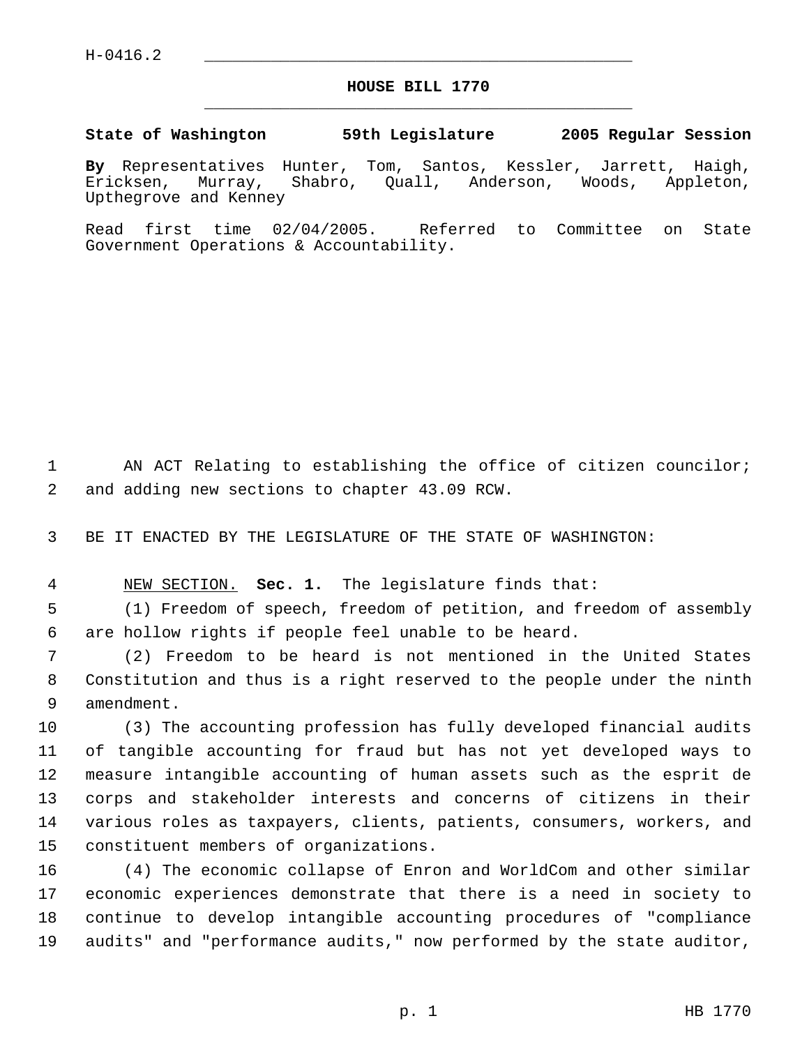H-0416.2

# HOUSE BILL 1770

**State of Washington 59th Legislature 2005 Regular Session**

**By** Representatives Hunter, Tom, Santos, Kessler, Jarrett, Haigh, Ericksen, Murray, Shabro, Quall, Anderson, Woods, Appleton, Upthegrove and Kenney

Read first time 02/04/2005. Referred to Committee on State Government Operations & Accountability.

AN ACT Relating to establishing the office of citizen councilor; and adding new sections to chapter 43.09 RCW.

BE IT ENACTED BY THE LEGISLATURE OF THE STATE OF WASHINGTON:

NEW SECTION. **Sec. 1.** The legislature finds that:

(1) Freedom of speech, freedom of petition, and freedom of assembly are hollow rights if people feel unable to be heard.

(2) Freedom to be heard is not mentioned in the United States Constitution and thus is a right reserved to the people under the ninth amendment.

(3) The accounting profession has fully developed financial audits of tangible accounting for fraud but has not yet developed ways to measure intangible accounting of human assets such as the esprit de corps and stakeholder interests and concerns of citizens in their various roles as taxpayers, clients, patients, consumers, workers, and constituent members of organizations.

(4) The economic collapse of Enron and WorldCom and other similar economic experiences demonstrate that there is a need in society to continue to develop intangible accounting procedures of "compliance audits" and "performance audits," now performed by the state auditor,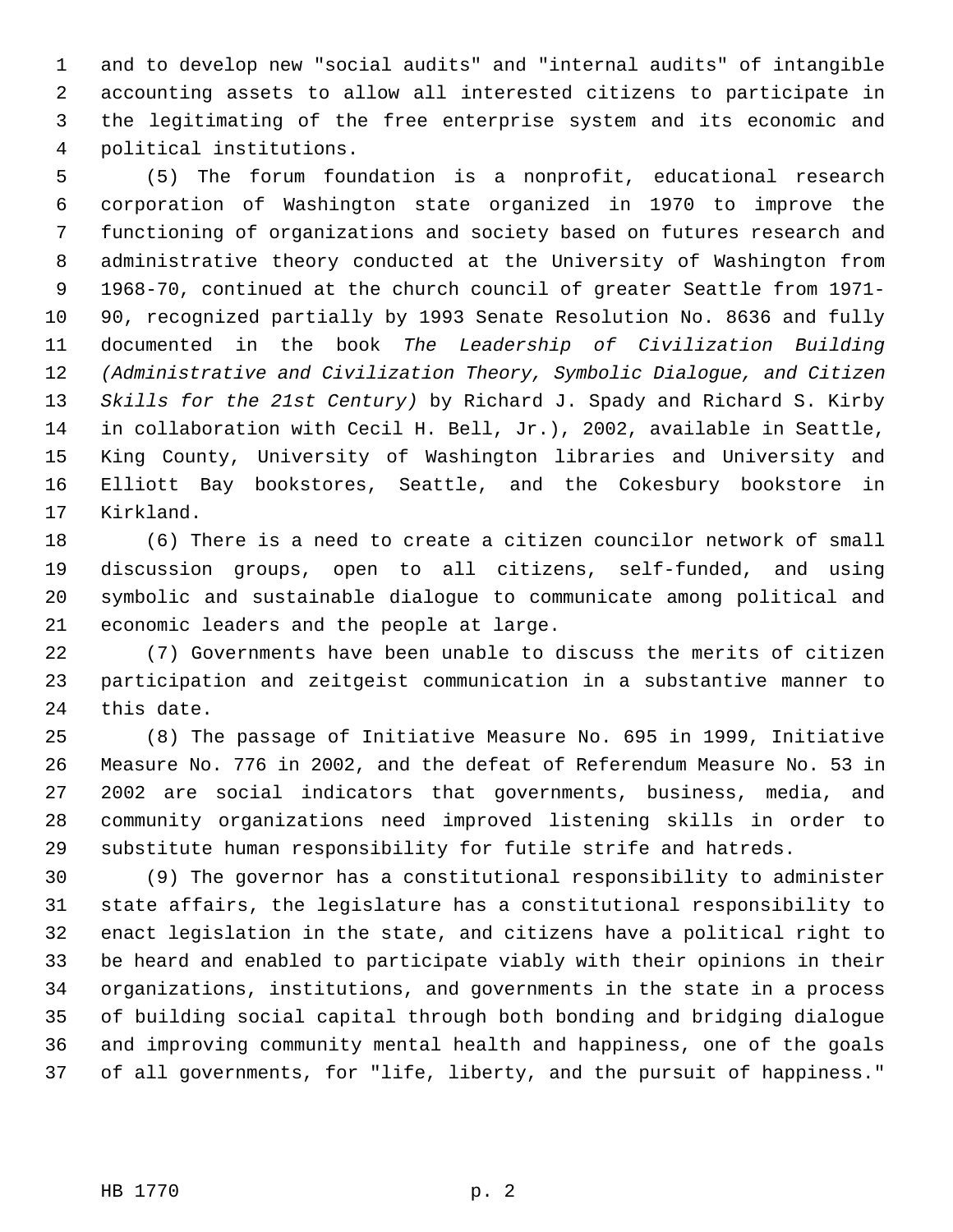and to develop new "social audits" and "internal audits" of intangible accounting assets to allow all interested citizens to participate in the legitimating of the free enterprise system and its economic and political institutions.

(5) The forum foundation is a nonprofit, educational research corporation of Washington state organized in 1970 to improve the functioning of organizations and society based on futures research and administrative theory conducted at the University of Washington from 1968-70, continued at the church council of greater Seattle from 1971-90, recognized partially by 1993 Senate Resolution No. 8636 and fully documented in the book *The Leadership of Civilization Building (Administrative and Civilization Theory, Symbolic Dialogue, and Citizen Skills for the 21st Century)* by Richard J. Spady and Richard S. Kirby in collaboration with Cecil H. Bell, Jr.), 2002, available in Seattle, King County, University of Washington libraries and University and Elliott Bay bookstores, Seattle, and the Cokesbury bookstore in Kirkland.

(6) There is a need to create a citizen councilor network of small discussion groups, open to all citizens, self-funded, and using symbolic and sustainable dialogue to communicate among political and economic leaders and the people at large.

(7) Governments have been unable to discuss the merits of citizen participation and zeitgeist communication in a substantive manner to this date.

(8) The passage of Initiative Measure No. 695 in 1999, Initiative Measure No. 776 in 2002, and the defeat of Referendum Measure No. 53 in 2002 are social indicators that governments, business, media, and community organizations need improved listening skills in order to substitute human responsibility for futile strife and hatreds.

(9) The governor has a constitutional responsibility to administer state affairs, the legislature has a constitutional responsibility to enact legislation in the state, and citizens have a political right to be heard and enabled to participate viably with their opinions in their organizations, institutions, and governments in the state in a process of building social capital through both bonding and bridging dialogue and improving community mental health and happiness, one of the goals of all governments, for "life, liberty, and the pursuit of happiness."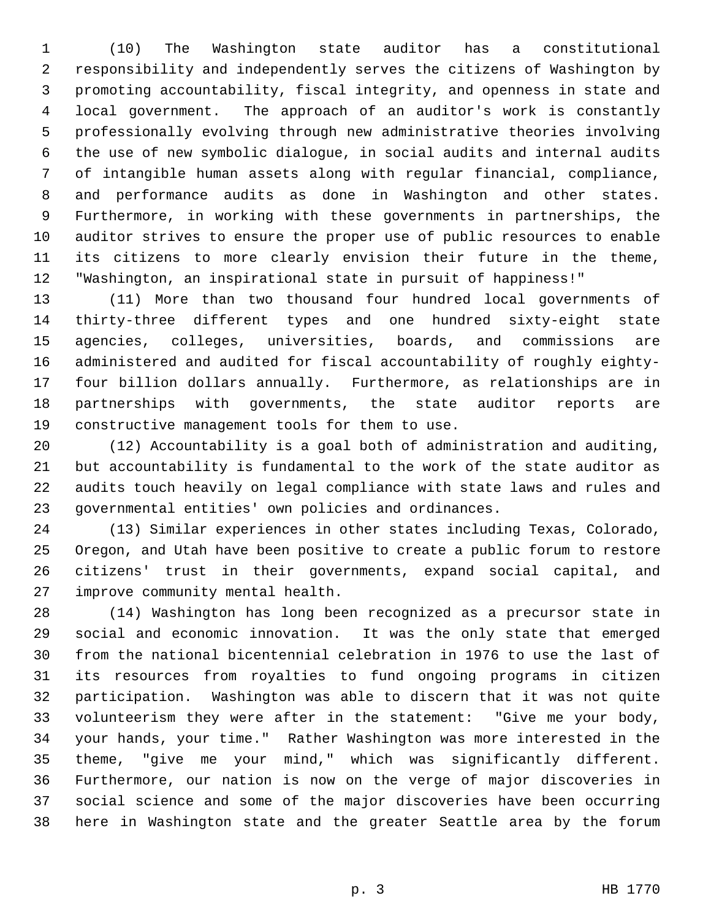(10) The Washington state auditor has a constitutional responsibility and independently serves the citizens of Washington by promoting accountability, fiscal integrity, and openness in state and local government. The approach of an auditor's work is constantly professionally evolving through new administrative theories involving the use of new symbolic dialogue, in social audits and internal audits of intangible human assets along with regular financial, compliance, and performance audits as done in Washington and other states. Furthermore, in working with these governments in partnerships, the auditor strives to ensure the proper use of public resources to enable its citizens to more clearly envision their future in the theme, "Washington, an inspirational state in pursuit of happiness!"

(11) More than two thousand four hundred local governments of thirty-three different types and one hundred sixty-eight state agencies, colleges, universities, boards, and commissions are administered and audited for fiscal accountability of roughly eighty-four billion dollars annually. Furthermore, as relationships are in partnerships with governments, the state auditor reports are constructive management tools for them to use.

(12) Accountability is a goal both of administration and auditing, but accountability is fundamental to the work of the state auditor as audits touch heavily on legal compliance with state laws and rules and governmental entities' own policies and ordinances.

(13) Similar experiences in other states including Texas, Colorado, Oregon, and Utah have been positive to create a public forum to restore citizens' trust in their governments, expand social capital, and improve community mental health.

(14) Washington has long been recognized as a precursor state in social and economic innovation. It was the only state that emerged from the national bicentennial celebration in 1976 to use the last of its resources from royalties to fund ongoing programs in citizen participation. Washington was able to discern that it was not quite volunteerism they were after in the statement: "Give me your body, your hands, your time." Rather Washington was more interested in the theme, "give me your mind," which was significantly different. Furthermore, our nation is now on the verge of major discoveries in social science and some of the major discoveries have been occurring here in Washington state and the greater Seattle area by the forum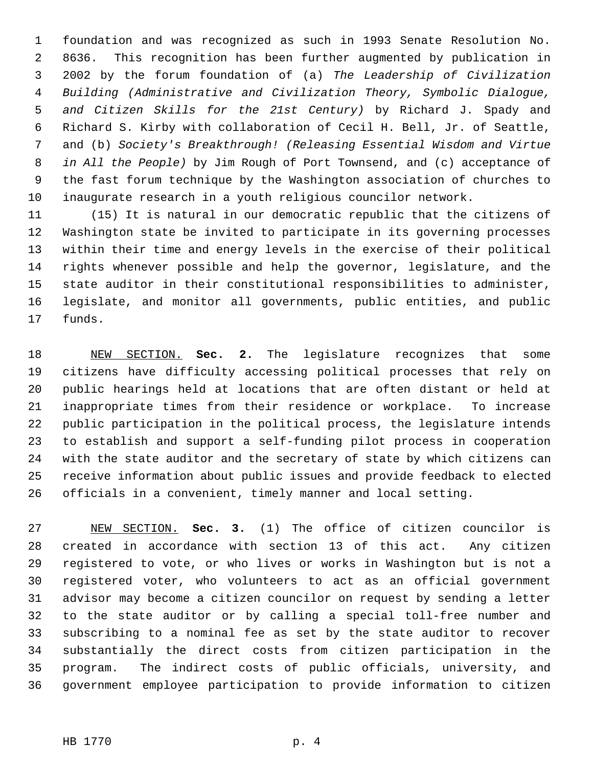foundation and was recognized as such in 1993 Senate Resolution No. 8636. This recognition has been further augmented by publication in 2002 by the forum foundation of (a) *The Leadership of Civilization Building (Administrative and Civilization Theory, Symbolic Dialogue, and Citizen Skills for the 21st Century)* by Richard J. Spady and Richard S. Kirby with collaboration of Cecil H. Bell, Jr. of Seattle, and (b) *Society's Breakthrough! (Releasing Essential Wisdom and Virtue in All the People)* by Jim Rough of Port Townsend, and (c) acceptance of the fast forum technique by the Washington association of churches to inaugurate research in a youth religious councilor network.

(15) It is natural in our democratic republic that the citizens of Washington state be invited to participate in its governing processes within their time and energy levels in the exercise of their political rights whenever possible and help the governor, legislature, and the state auditor in their constitutional responsibilities to administer, legislate, and monitor all governments, public entities, and public funds.

NEW SECTION. **Sec. 2.** The legislature recognizes that some citizens have difficulty accessing political processes that rely on public hearings held at locations that are often distant or held at inappropriate times from their residence or workplace. To increase public participation in the political process, the legislature intends to establish and support a self-funding pilot process in cooperation with the state auditor and the secretary of state by which citizens can receive information about public issues and provide feedback to elected officials in a convenient, timely manner and local setting.

NEW SECTION. **Sec. 3.** (1) The office of citizen councilor is created in accordance with section 13 of this act. Any citizen registered to vote, or who lives or works in Washington but is not a registered voter, who volunteers to act as an official government advisor may become a citizen councilor on request by sending a letter to the state auditor or by calling a special toll-free number and subscribing to a nominal fee as set by the state auditor to recover substantially the direct costs from citizen participation in the program. The indirect costs of public officials, university, and government employee participation to provide information to citizen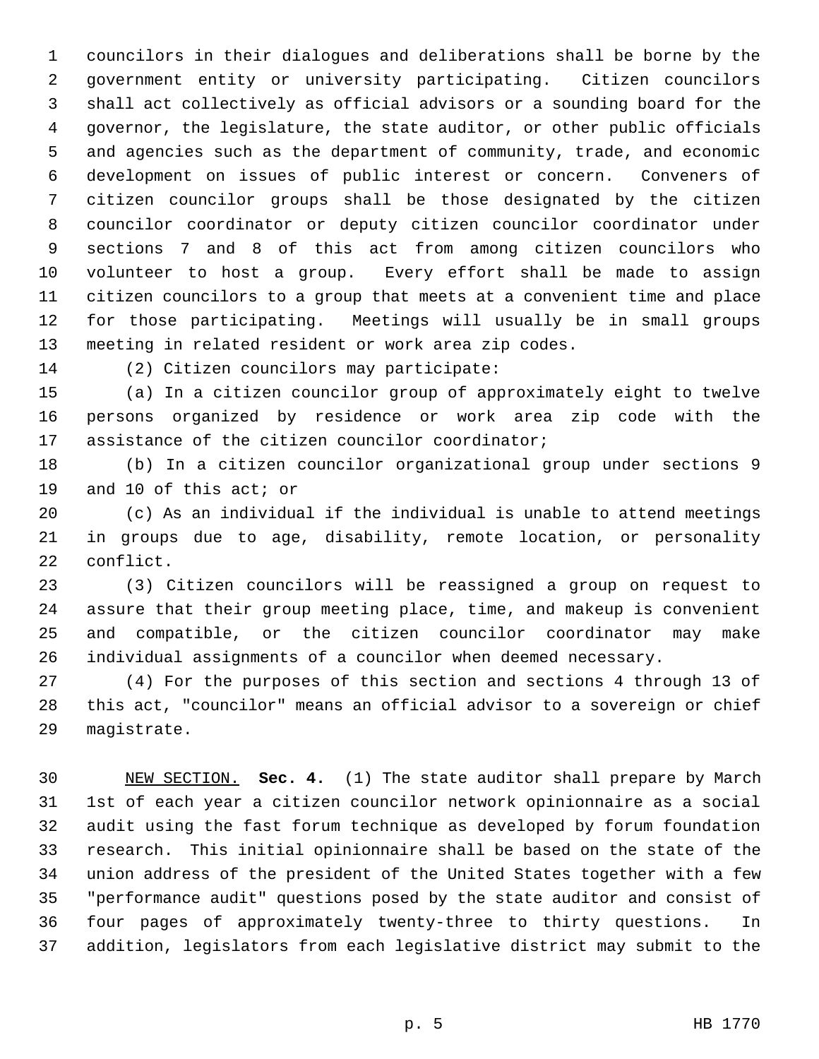councilors in their dialogues and deliberations shall be borne by the government entity or university participating. Citizen councilors shall act collectively as official advisors or a sounding board for the governor, the legislature, the state auditor, or other public officials and agencies such as the department of community, trade, and economic development on issues of public interest or concern. Conveners of citizen councilor groups shall be those designated by the citizen councilor coordinator or deputy citizen councilor coordinator under sections 7 and 8 of this act from among citizen councilors who volunteer to host a group. Every effort shall be made to assign citizen councilors to a group that meets at a convenient time and place for those participating. Meetings will usually be in small groups meeting in related resident or work area zip codes.

(2) Citizen councilors may participate:

(a) In a citizen councilor group of approximately eight to twelve persons organized by residence or work area zip code with the assistance of the citizen councilor coordinator;

(b) In a citizen councilor organizational group under sections 9 and 10 of this act; or

(c) As an individual if the individual is unable to attend meetings in groups due to age, disability, remote location, or personality conflict.

(3) Citizen councilors will be reassigned a group on request to assure that their group meeting place, time, and makeup is convenient and compatible, or the citizen councilor coordinator may make individual assignments of a councilor when deemed necessary.

(4) For the purposes of this section and sections 4 through 13 of this act, "councilor" means an official advisor to a sovereign or chief magistrate.

NEW SECTION. **Sec. 4.** (1) The state auditor shall prepare by March 1st of each year a citizen councilor network opinionnaire as a social audit using the fast forum technique as developed by forum foundation research. This initial opinionnaire shall be based on the state of the union address of the president of the United States together with a few "performance audit" questions posed by the state auditor and consist of four pages of approximately twenty-three to thirty questions. In addition, legislators from each legislative district may submit to the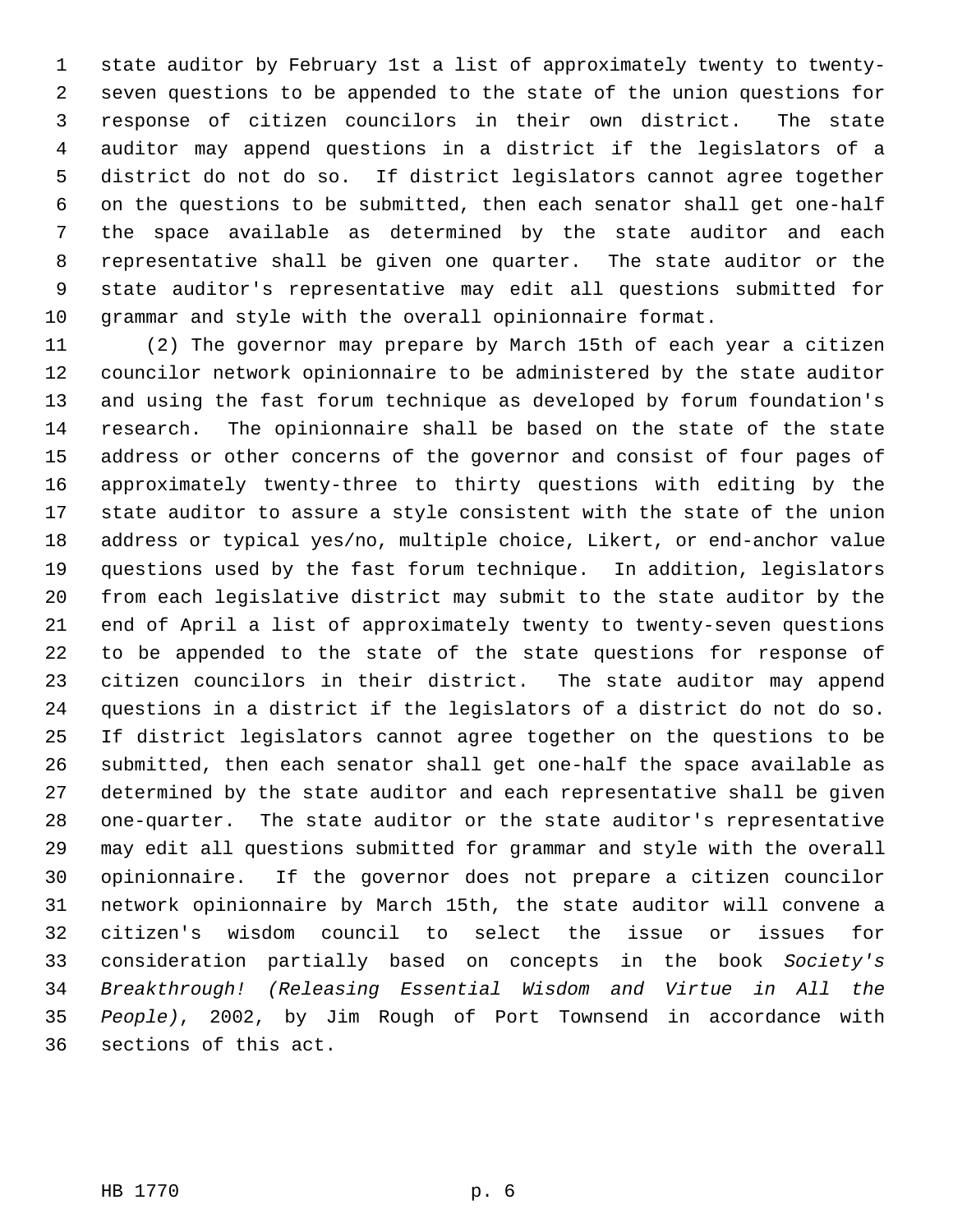state auditor by February 1st a list of approximately twenty to twenty-seven questions to be appended to the state of the union questions for response of citizen councilors in their own district. The state auditor may append questions in a district if the legislators of a district do not do so. If district legislators cannot agree together on the questions to be submitted, then each senator shall get one-half the space available as determined by the state auditor and each representative shall be given one quarter. The state auditor or the state auditor's representative may edit all questions submitted for grammar and style with the overall opinionnaire format.

(2) The governor may prepare by March 15th of each year a citizen councilor network opinionnaire to be administered by the state auditor and using the fast forum technique as developed by forum foundation's research. The opinionnaire shall be based on the state of the state address or other concerns of the governor and consist of four pages of approximately twenty-three to thirty questions with editing by the state auditor to assure a style consistent with the state of the union address or typical yes/no, multiple choice, Likert, or end-anchor value questions used by the fast forum technique. In addition, legislators from each legislative district may submit to the state auditor by the end of April a list of approximately twenty to twenty-seven questions to be appended to the state of the state questions for response of citizen councilors in their district. The state auditor may append questions in a district if the legislators of a district do not do so. If district legislators cannot agree together on the questions to be submitted, then each senator shall get one-half the space available as determined by the state auditor and each representative shall be given one-quarter. The state auditor or the state auditor's representative may edit all questions submitted for grammar and style with the overall opinionnaire. If the governor does not prepare a citizen councilor network opinionnaire by March 15th, the state auditor will convene a citizen's wisdom council to select the issue or issues for consideration partially based on concepts in the book *Society's Breakthrough! (Releasing Essential Wisdom and Virtue in All the People)*, 2002, by Jim Rough of Port Townsend in accordance with sections of this act.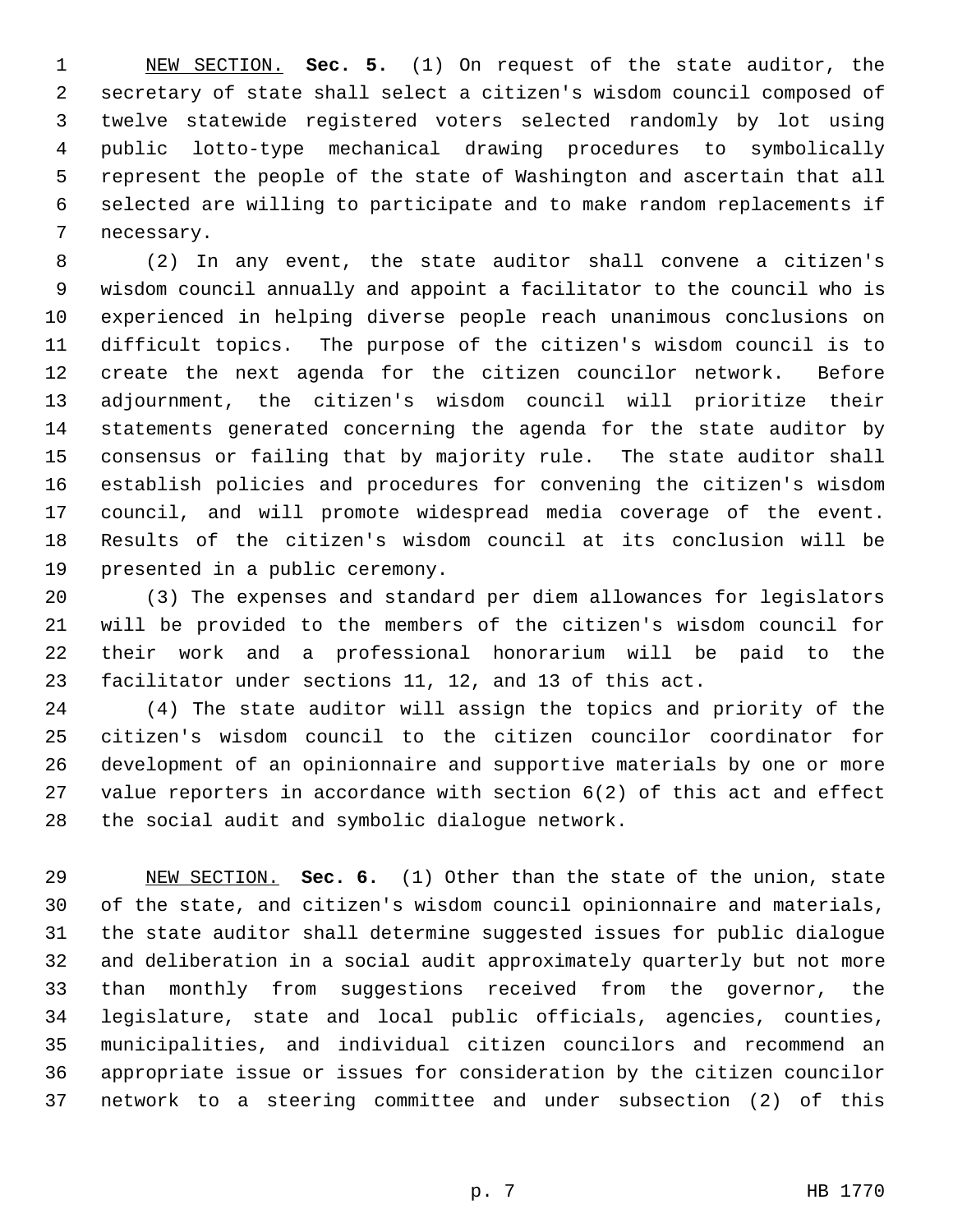NEW SECTION. **Sec. 5.** (1) On request of the state auditor, the secretary of state shall select a citizen's wisdom council composed of twelve statewide registered voters selected randomly by lot using public lotto-type mechanical drawing procedures to symbolically represent the people of the state of Washington and ascertain that all selected are willing to participate and to make random replacements if necessary.

(2) In any event, the state auditor shall convene a citizen's wisdom council annually and appoint a facilitator to the council who is experienced in helping diverse people reach unanimous conclusions on difficult topics. The purpose of the citizen's wisdom council is to create the next agenda for the citizen councilor network. Before adjournment, the citizen's wisdom council will prioritize their statements generated concerning the agenda for the state auditor by consensus or failing that by majority rule. The state auditor shall establish policies and procedures for convening the citizen's wisdom council, and will promote widespread media coverage of the event. Results of the citizen's wisdom council at its conclusion will be presented in a public ceremony.

(3) The expenses and standard per diem allowances for legislators will be provided to the members of the citizen's wisdom council for their work and a professional honorarium will be paid to the facilitator under sections 11, 12, and 13 of this act.

(4) The state auditor will assign the topics and priority of the citizen's wisdom council to the citizen councilor coordinator for development of an opinionnaire and supportive materials by one or more value reporters in accordance with section 6(2) of this act and effect the social audit and symbolic dialogue network.

NEW SECTION. **Sec. 6.** (1) Other than the state of the union, state of the state, and citizen's wisdom council opinionnaire and materials, the state auditor shall determine suggested issues for public dialogue and deliberation in a social audit approximately quarterly but not more than monthly from suggestions received from the governor, the legislature, state and local public officials, agencies, counties, municipalities, and individual citizen councilors and recommend an appropriate issue or issues for consideration by the citizen councilor network to a steering committee and under subsection (2) of this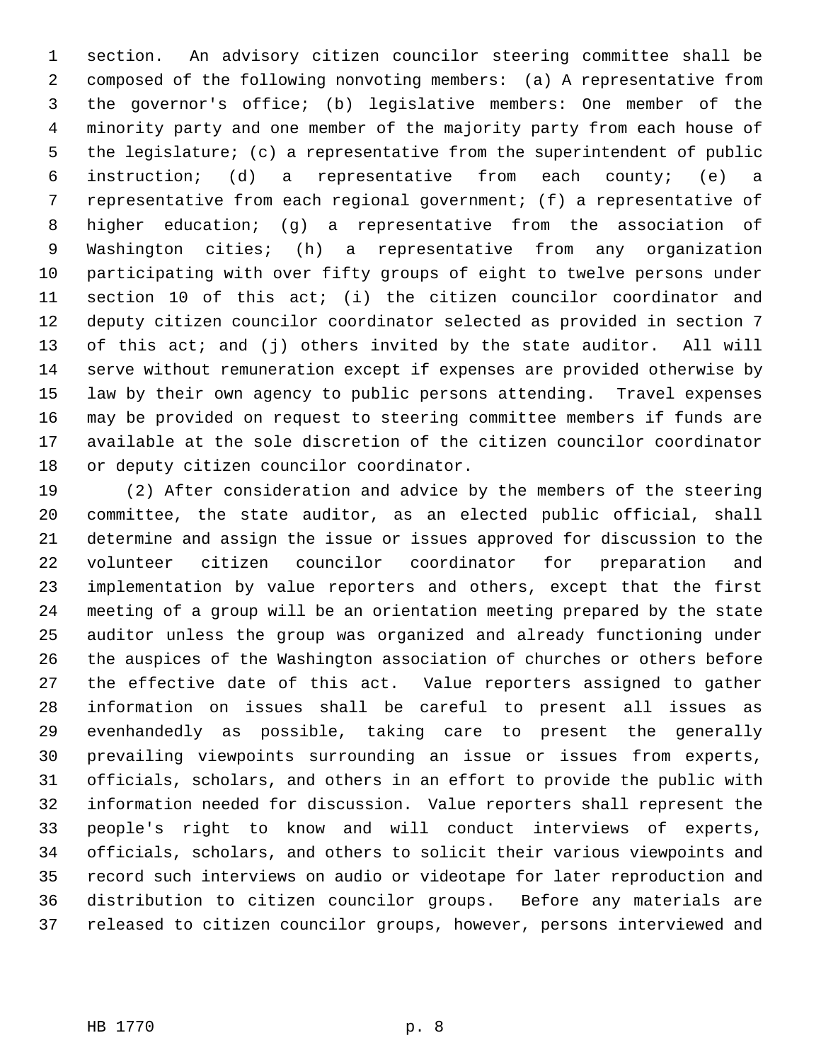section. An advisory citizen councilor steering committee shall be composed of the following nonvoting members: (a) A representative from the governor's office; (b) legislative members: One member of the minority party and one member of the majority party from each house of the legislature; (c) a representative from the superintendent of public instruction; (d) a representative from each county; (e) a representative from each regional government; (f) a representative of higher education; (g) a representative from the association of Washington cities; (h) a representative from any organization participating with over fifty groups of eight to twelve persons under section 10 of this act; (i) the citizen councilor coordinator and deputy citizen councilor coordinator selected as provided in section 7 of this act; and (j) others invited by the state auditor. All will serve without remuneration except if expenses are provided otherwise by law by their own agency to public persons attending. Travel expenses may be provided on request to steering committee members if funds are available at the sole discretion of the citizen councilor coordinator or deputy citizen councilor coordinator.

(2) After consideration and advice by the members of the steering committee, the state auditor, as an elected public official, shall determine and assign the issue or issues approved for discussion to the volunteer citizen councilor coordinator for preparation and implementation by value reporters and others, except that the first meeting of a group will be an orientation meeting prepared by the state auditor unless the group was organized and already functioning under the auspices of the Washington association of churches or others before the effective date of this act. Value reporters assigned to gather information on issues shall be careful to present all issues as evenhandedly as possible, taking care to present the generally prevailing viewpoints surrounding an issue or issues from experts, officials, scholars, and others in an effort to provide the public with information needed for discussion. Value reporters shall represent the people's right to know and will conduct interviews of experts, officials, scholars, and others to solicit their various viewpoints and record such interviews on audio or videotape for later reproduction and distribution to citizen councilor groups. Before any materials are released to citizen councilor groups, however, persons interviewed and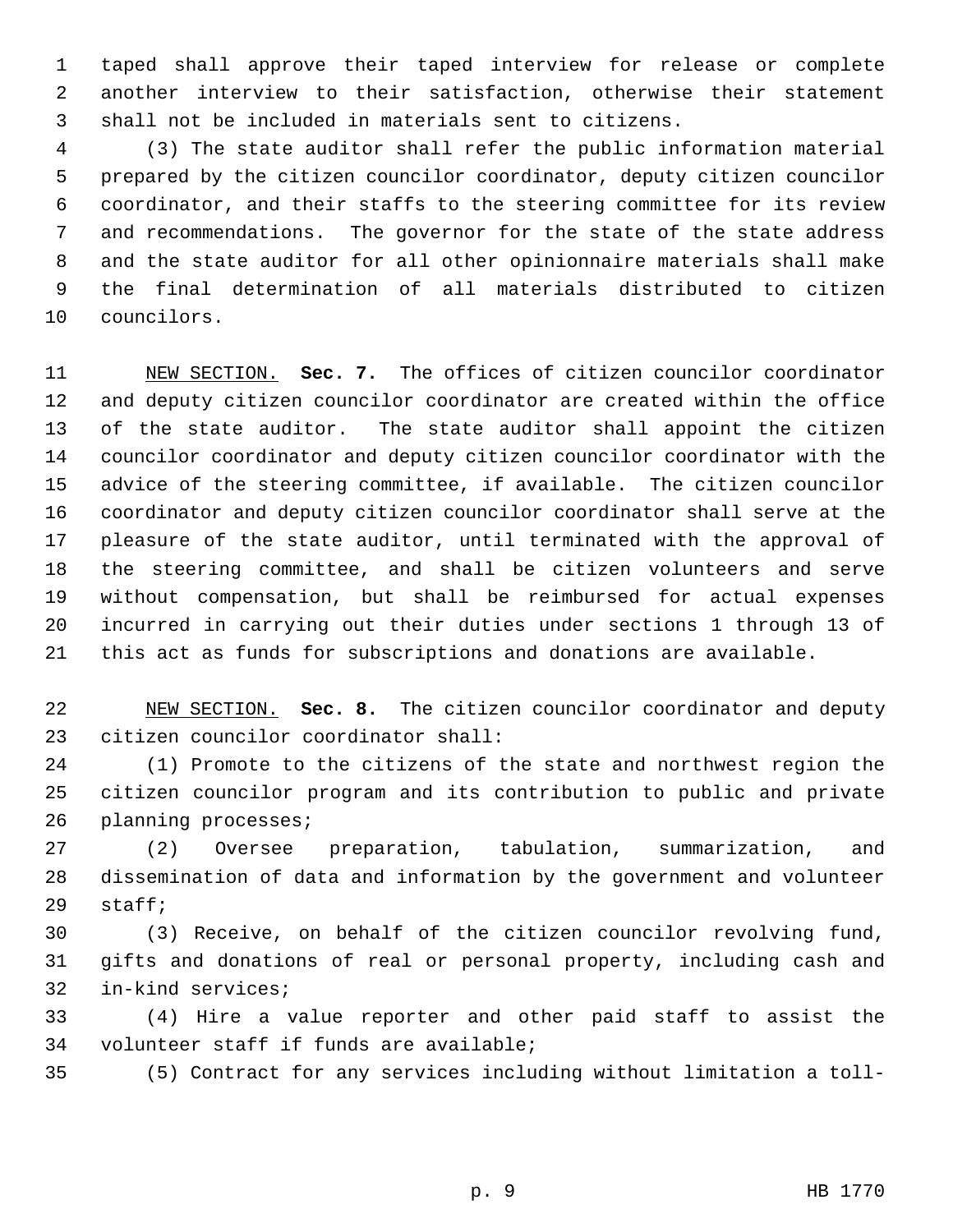taped shall approve their taped interview for release or complete another interview to their satisfaction, otherwise their statement shall not be included in materials sent to citizens.

(3) The state auditor shall refer the public information material prepared by the citizen councilor coordinator, deputy citizen councilor coordinator, and their staffs to the steering committee for its review and recommendations. The governor for the state of the state address and the state auditor for all other opinionnaire materials shall make the final determination of all materials distributed to citizen councilors.

NEW SECTION. **Sec. 7.** The offices of citizen councilor coordinator and deputy citizen councilor coordinator are created within the office of the state auditor. The state auditor shall appoint the citizen councilor coordinator and deputy citizen councilor coordinator with the advice of the steering committee, if available. The citizen councilor coordinator and deputy citizen councilor coordinator shall serve at the pleasure of the state auditor, until terminated with the approval of the steering committee, and shall be citizen volunteers and serve without compensation, but shall be reimbursed for actual expenses incurred in carrying out their duties under sections 1 through 13 of this act as funds for subscriptions and donations are available.

NEW SECTION. **Sec. 8.** The citizen councilor coordinator and deputy citizen councilor coordinator shall:

(1) Promote to the citizens of the state and northwest region the citizen councilor program and its contribution to public and private planning processes;

(2) Oversee preparation, tabulation, summarization, and dissemination of data and information by the government and volunteer staff;

(3) Receive, on behalf of the citizen councilor revolving fund, gifts and donations of real or personal property, including cash and in-kind services;

(4) Hire a value reporter and other paid staff to assist the volunteer staff if funds are available;

(5) Contract for any services including without limitation a toll-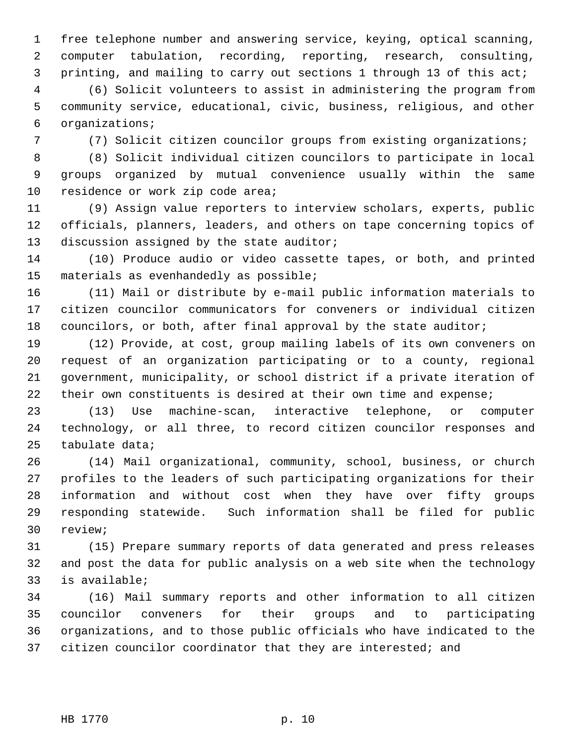free telephone number and answering service, keying, optical scanning, computer tabulation, recording, reporting, research, consulting, printing, and mailing to carry out sections 1 through 13 of this act;

(6) Solicit volunteers to assist in administering the program from community service, educational, civic, business, religious, and other organizations;

(7) Solicit citizen councilor groups from existing organizations;

(8) Solicit individual citizen councilors to participate in local groups organized by mutual convenience usually within the same residence or work zip code area;

(9) Assign value reporters to interview scholars, experts, public officials, planners, leaders, and others on tape concerning topics of discussion assigned by the state auditor;

(10) Produce audio or video cassette tapes, or both, and printed materials as evenhandedly as possible;

(11) Mail or distribute by e-mail public information materials to citizen councilor communicators for conveners or individual citizen councilors, or both, after final approval by the state auditor;

(12) Provide, at cost, group mailing labels of its own conveners on request of an organization participating or to a county, regional government, municipality, or school district if a private iteration of their own constituents is desired at their own time and expense;

(13) Use machine-scan, interactive telephone, or computer technology, or all three, to record citizen councilor responses and tabulate data;

(14) Mail organizational, community, school, business, or church profiles to the leaders of such participating organizations for their information and without cost when they have over fifty groups responding statewide. Such information shall be filed for public review;

(15) Prepare summary reports of data generated and press releases and post the data for public analysis on a web site when the technology is available;

(16) Mail summary reports and other information to all citizen councilor conveners for their groups and to participating organizations, and to those public officials who have indicated to the citizen councilor coordinator that they are interested; and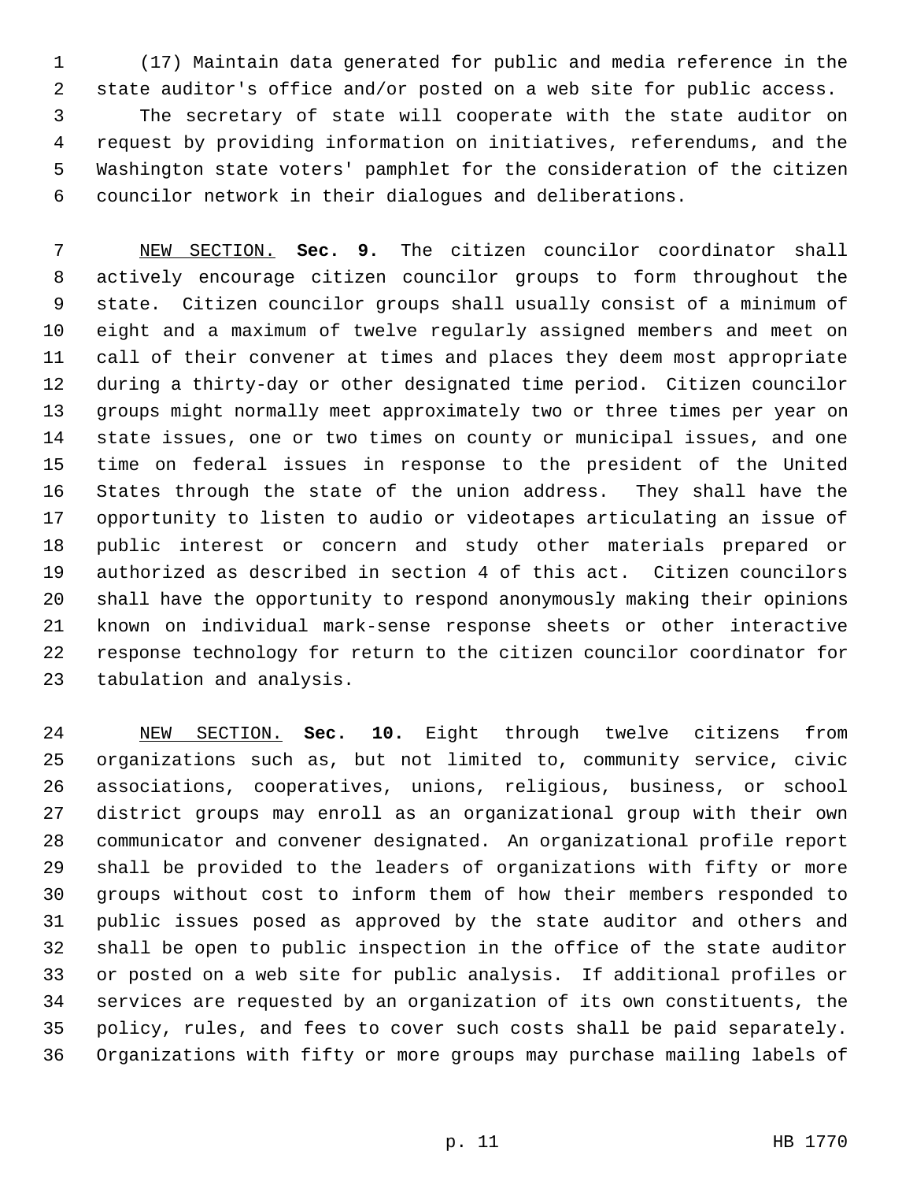(17) Maintain data generated for public and media reference in the state auditor's office and/or posted on a web site for public access.

The secretary of state will cooperate with the state auditor on request by providing information on initiatives, referendums, and the Washington state voters' pamphlet for the consideration of the citizen councilor network in their dialogues and deliberations.

NEW SECTION. **Sec. 9.** The citizen councilor coordinator shall actively encourage citizen councilor groups to form throughout the state. Citizen councilor groups shall usually consist of a minimum of eight and a maximum of twelve regularly assigned members and meet on call of their convener at times and places they deem most appropriate during a thirty-day or other designated time period. Citizen councilor groups might normally meet approximately two or three times per year on state issues, one or two times on county or municipal issues, and one time on federal issues in response to the president of the United States through the state of the union address. They shall have the opportunity to listen to audio or videotapes articulating an issue of public interest or concern and study other materials prepared or authorized as described in section 4 of this act. Citizen councilors shall have the opportunity to respond anonymously making their opinions known on individual mark-sense response sheets or other interactive response technology for return to the citizen councilor coordinator for tabulation and analysis.

NEW SECTION. **Sec. 10.** Eight through twelve citizens from organizations such as, but not limited to, community service, civic associations, cooperatives, unions, religious, business, or school district groups may enroll as an organizational group with their own communicator and convener designated. An organizational profile report shall be provided to the leaders of organizations with fifty or more groups without cost to inform them of how their members responded to public issues posed as approved by the state auditor and others and shall be open to public inspection in the office of the state auditor or posted on a web site for public analysis. If additional profiles or services are requested by an organization of its own constituents, the policy, rules, and fees to cover such costs shall be paid separately. Organizations with fifty or more groups may purchase mailing labels of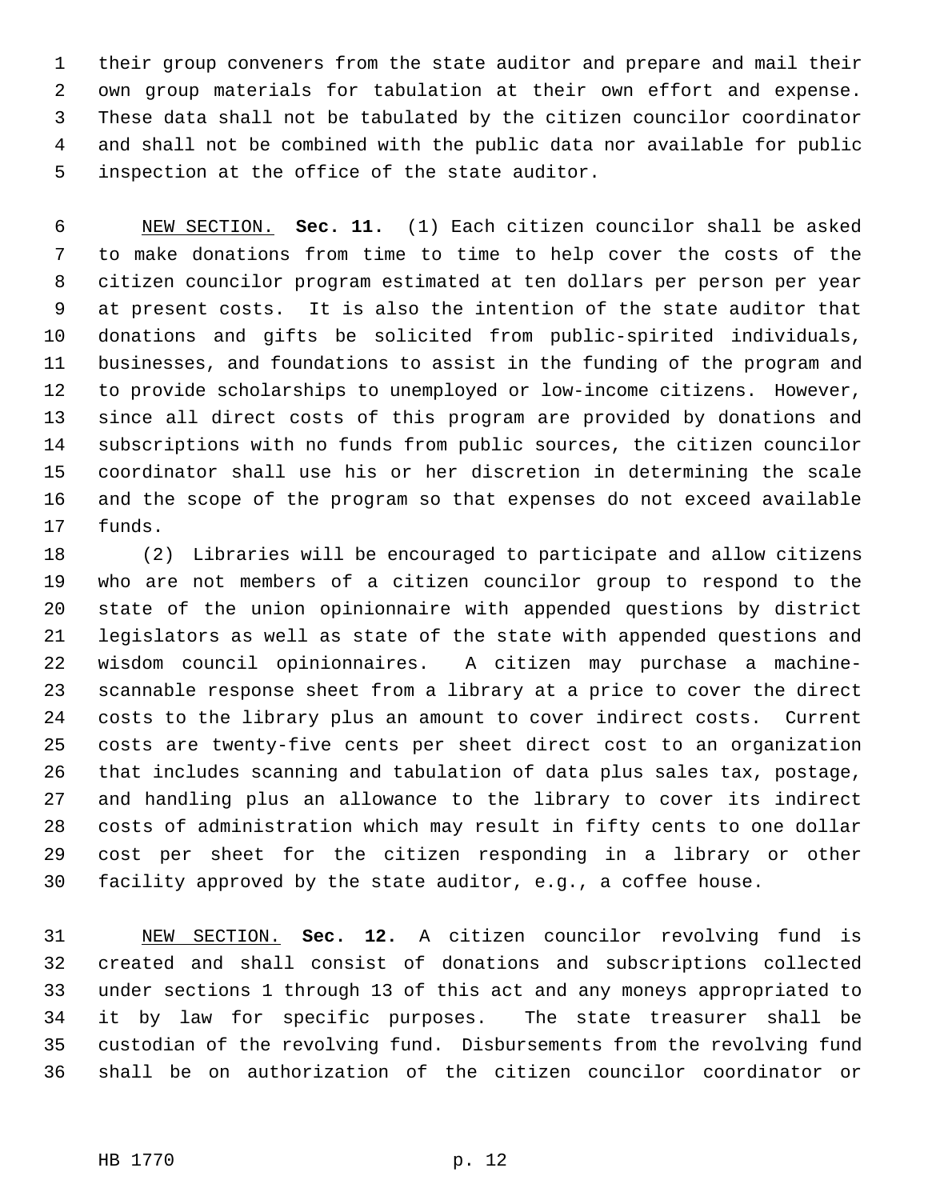their group conveners from the state auditor and prepare and mail their own group materials for tabulation at their own effort and expense. These data shall not be tabulated by the citizen councilor coordinator and shall not be combined with the public data nor available for public inspection at the office of the state auditor.

NEW SECTION. **Sec. 11.** (1) Each citizen councilor shall be asked to make donations from time to time to help cover the costs of the citizen councilor program estimated at ten dollars per person per year at present costs. It is also the intention of the state auditor that donations and gifts be solicited from public-spirited individuals, businesses, and foundations to assist in the funding of the program and to provide scholarships to unemployed or low-income citizens. However, since all direct costs of this program are provided by donations and subscriptions with no funds from public sources, the citizen councilor coordinator shall use his or her discretion in determining the scale and the scope of the program so that expenses do not exceed available funds.

(2) Libraries will be encouraged to participate and allow citizens who are not members of a citizen councilor group to respond to the state of the union opinionnaire with appended questions by district legislators as well as state of the state with appended questions and wisdom council opinionnaires. A citizen may purchase a machine-scannable response sheet from a library at a price to cover the direct costs to the library plus an amount to cover indirect costs. Current costs are twenty-five cents per sheet direct cost to an organization that includes scanning and tabulation of data plus sales tax, postage, and handling plus an allowance to the library to cover its indirect costs of administration which may result in fifty cents to one dollar cost per sheet for the citizen responding in a library or other facility approved by the state auditor, e.g., a coffee house.

NEW SECTION. **Sec. 12.** A citizen councilor revolving fund is created and shall consist of donations and subscriptions collected under sections 1 through 13 of this act and any moneys appropriated to it by law for specific purposes. The state treasurer shall be custodian of the revolving fund. Disbursements from the revolving fund shall be on authorization of the citizen councilor coordinator or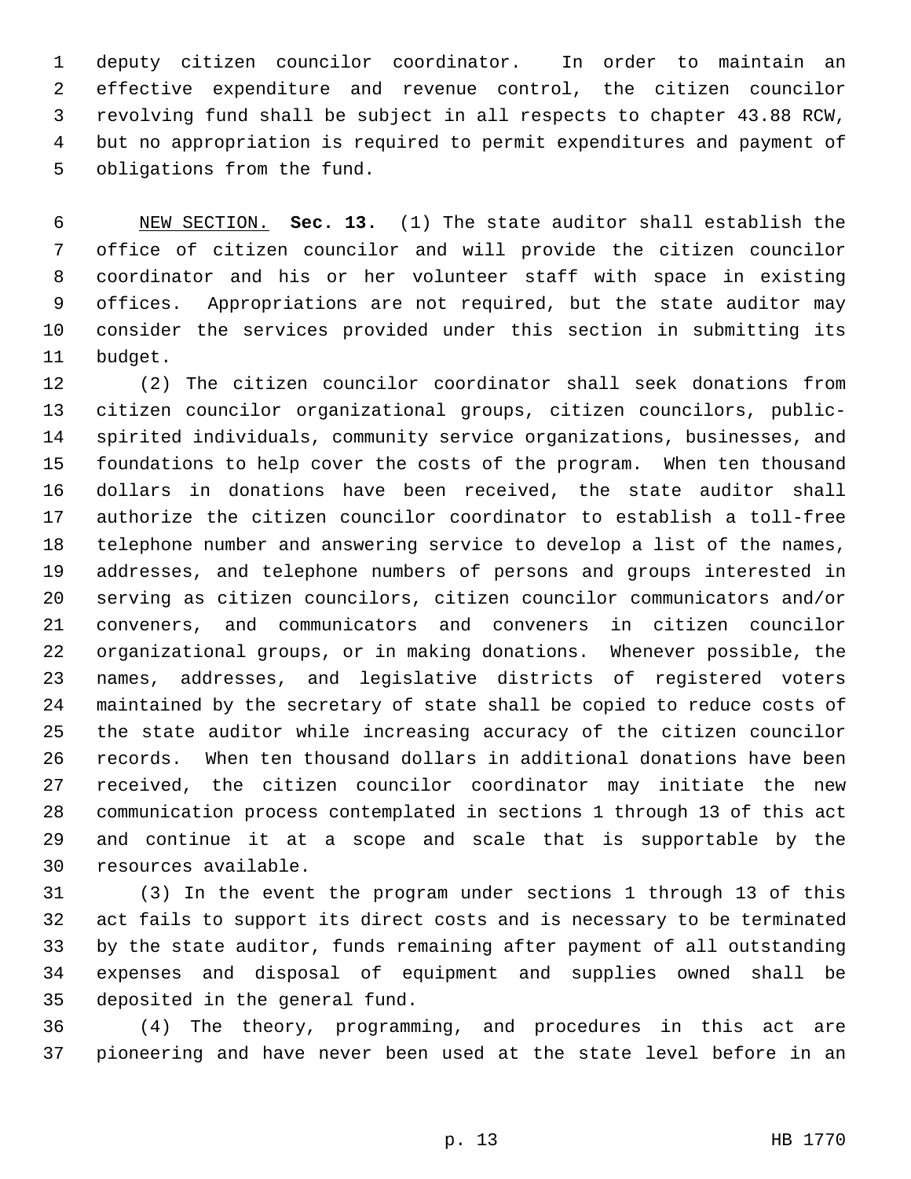deputy citizen councilor coordinator. In order to maintain an effective expenditure and revenue control, the citizen councilor revolving fund shall be subject in all respects to chapter 43.88 RCW, but no appropriation is required to permit expenditures and payment of obligations from the fund.

NEW SECTION. **Sec. 13.** (1) The state auditor shall establish the office of citizen councilor and will provide the citizen councilor coordinator and his or her volunteer staff with space in existing offices. Appropriations are not required, but the state auditor may consider the services provided under this section in submitting its budget.

(2) The citizen councilor coordinator shall seek donations from citizen councilor organizational groups, citizen councilors, public-spirited individuals, community service organizations, businesses, and foundations to help cover the costs of the program. When ten thousand dollars in donations have been received, the state auditor shall authorize the citizen councilor coordinator to establish a toll-free telephone number and answering service to develop a list of the names, addresses, and telephone numbers of persons and groups interested in serving as citizen councilors, citizen councilor communicators and/or conveners, and communicators and conveners in citizen councilor organizational groups, or in making donations. Whenever possible, the names, addresses, and legislative districts of registered voters maintained by the secretary of state shall be copied to reduce costs of the state auditor while increasing accuracy of the citizen councilor records. When ten thousand dollars in additional donations have been received, the citizen councilor coordinator may initiate the new communication process contemplated in sections 1 through 13 of this act and continue it at a scope and scale that is supportable by the resources available.

(3) In the event the program under sections 1 through 13 of this act fails to support its direct costs and is necessary to be terminated by the state auditor, funds remaining after payment of all outstanding expenses and disposal of equipment and supplies owned shall be deposited in the general fund.

(4) The theory, programming, and procedures in this act are pioneering and have never been used at the state level before in an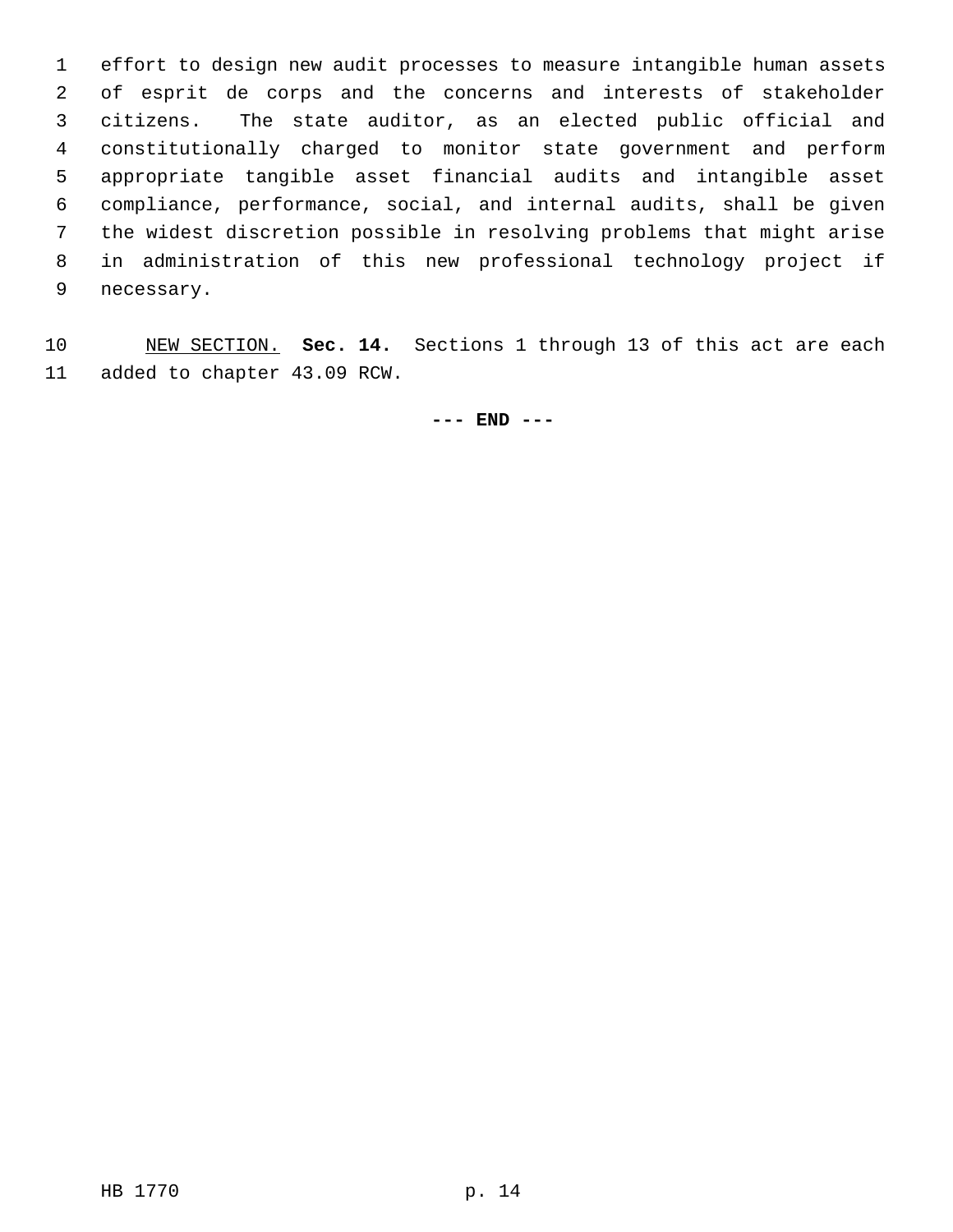effort to design new audit processes to measure intangible human assets of esprit de corps and the concerns and interests of stakeholder citizens. The state auditor, as an elected public official and constitutionally charged to monitor state government and perform appropriate tangible asset financial audits and intangible asset compliance, performance, social, and internal audits, shall be given the widest discretion possible in resolving problems that might arise in administration of this new professional technology project if necessary.

NEW SECTION. **Sec. 14.** Sections 1 through 13 of this act are each added to chapter 43.09 RCW.

**--- END ---**